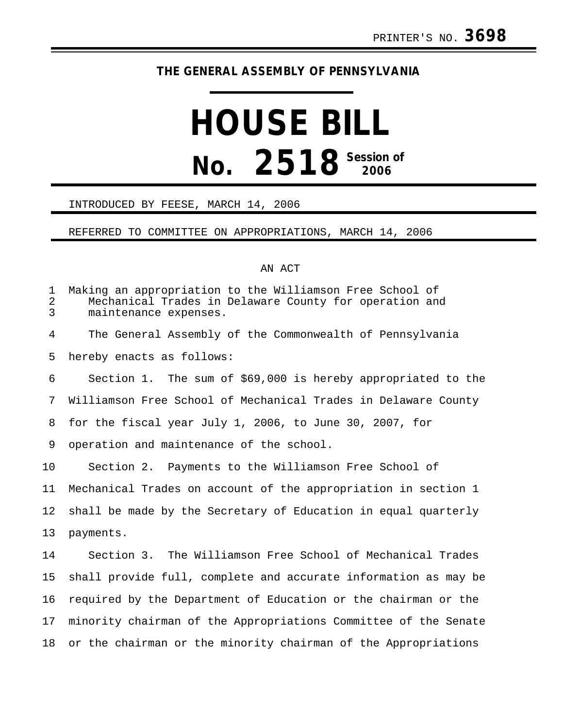PRINTER'S NO. **3698**

**THE GENERAL ASSEMBLY OF PENNSYLVANIA**

# HOUSE BILL

# No. 2518 Session of 2006

INTRODUCED BY FEESE, MARCH 14, 2006

REFERRED TO COMMITTEE ON APPROPRIATIONS, MARCH 14, 2006

AN ACT

Making an appropriation to the Williamson Free School of Mechanical Trades in Delaware County for operation and maintenance expenses.

The General Assembly of the Commonwealth of Pennsylvania hereby enacts as follows:

Section 1. The sum of $69,000 is hereby appropriated to the Williamson Free School of Mechanical Trades in Delaware County for the fiscal year July 1, 2006, to June 30, 2007, for operation and maintenance of the school.

Section 2. Payments to the Williamson Free School of Mechanical Trades on account of the appropriation in section 1 shall be made by the Secretary of Education in equal quarterly payments.

Section 3. The Williamson Free School of Mechanical Trades shall provide full, complete and accurate information as may be required by the Department of Education or the chairman or the minority chairman of the Appropriations Committee of the Senate or the chairman or the minority chairman of the Appropriations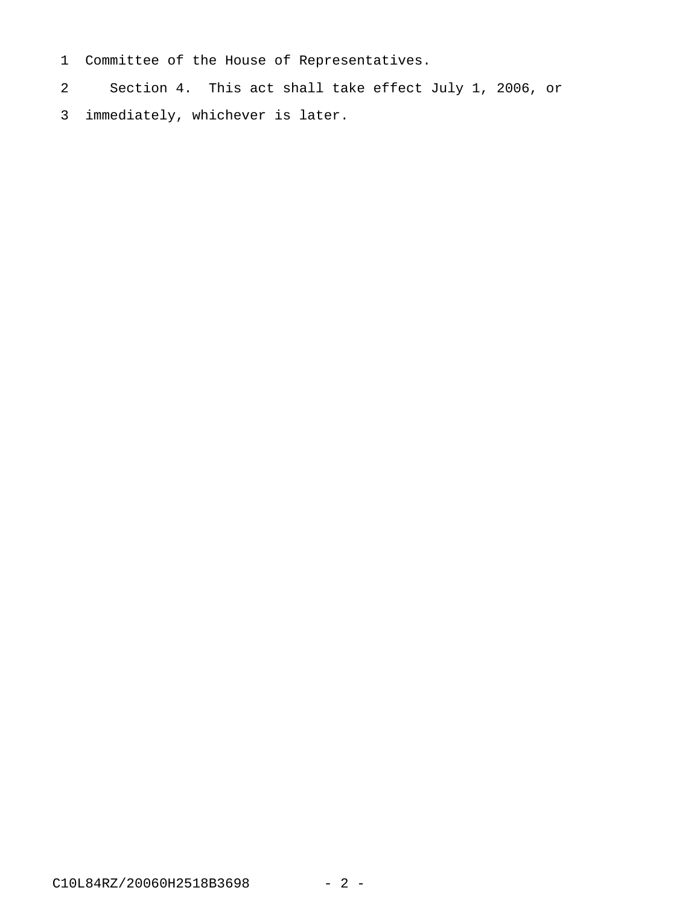Committee of the House of Representatives.

Section 4. This act shall take effect July 1, 2006, or immediately, whichever is later.